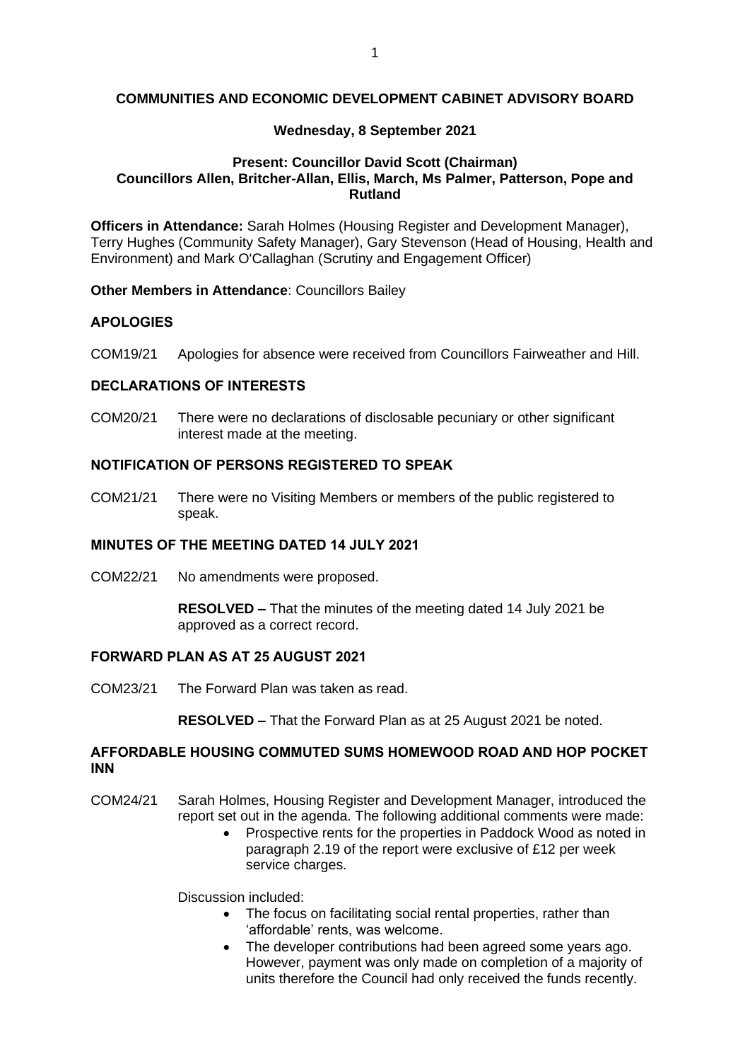# COMMUNITIES AND ECONOMIC DEVELOPMENT CABINET ADVISORY BOARD

**Wednesday, 8 September 2021**

**Present: Councillor David Scott (Chairman)**
**Councillors Allen, Britcher-Allan, Ellis, March, Ms Palmer, Patterson, Pope and Rutland**

**Officers in Attendance:** Sarah Holmes (Housing Register and Development Manager), Terry Hughes (Community Safety Manager), Gary Stevenson (Head of Housing, Health and Environment) and Mark O'Callaghan (Scrutiny and Engagement Officer)

**Other Members in Attendance**: Councillors Bailey

## APOLOGIES

COM19/21 Apologies for absence were received from Councillors Fairweather and Hill.

## DECLARATIONS OF INTERESTS

COM20/21 There were no declarations of disclosable pecuniary or other significant interest made at the meeting.

## NOTIFICATION OF PERSONS REGISTERED TO SPEAK

COM21/21 There were no Visiting Members or members of the public registered to speak.

## MINUTES OF THE MEETING DATED 14 JULY 2021

COM22/21 No amendments were proposed.

**RESOLVED –** That the minutes of the meeting dated 14 July 2021 be approved as a correct record.

## FORWARD PLAN AS AT 25 AUGUST 2021

COM23/21 The Forward Plan was taken as read.

**RESOLVED –** That the Forward Plan as at 25 August 2021 be noted.

## AFFORDABLE HOUSING COMMUTED SUMS HOMEWOOD ROAD AND HOP POCKET INN

COM24/21 Sarah Holmes, Housing Register and Development Manager, introduced the report set out in the agenda. The following additional comments were made:

- Prospective rents for the properties in Paddock Wood as noted in paragraph 2.19 of the report were exclusive of £12 per week service charges.

Discussion included:

- The focus on facilitating social rental properties, rather than 'affordable' rents, was welcome.
- The developer contributions had been agreed some years ago. However, payment was only made on completion of a majority of units therefore the Council had only received the funds recently.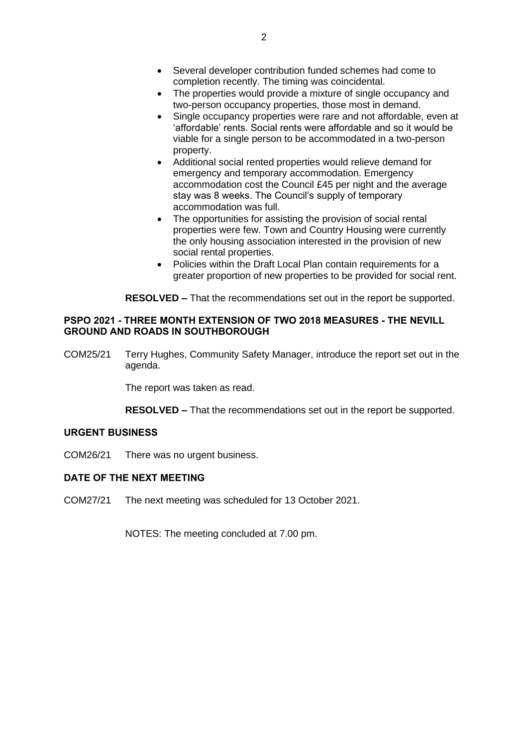- Several developer contribution funded schemes had come to completion recently. The timing was coincidental.
- The properties would provide a mixture of single occupancy and two-person occupancy properties, those most in demand.
- Single occupancy properties were rare and not affordable, even at 'affordable' rents. Social rents were affordable and so it would be viable for a single person to be accommodated in a two-person property.
- Additional social rented properties would relieve demand for emergency and temporary accommodation. Emergency accommodation cost the Council £45 per night and the average stay was 8 weeks. The Council's supply of temporary accommodation was full.
- The opportunities for assisting the provision of social rental properties were few. Town and Country Housing were currently the only housing association interested in the provision of new social rental properties.
- Policies within the Draft Local Plan contain requirements for a greater proportion of new properties to be provided for social rent.

**RESOLVED –** That the recommendations set out in the report be supported.

**PSPO 2021 - THREE MONTH EXTENSION OF TWO 2018 MEASURES - THE NEVILL GROUND AND ROADS IN SOUTHBOROUGH**

COM25/21 Terry Hughes, Community Safety Manager, introduce the report set out in the agenda.

The report was taken as read.

**RESOLVED –** That the recommendations set out in the report be supported.

**URGENT BUSINESS**

COM26/21 There was no urgent business.

**DATE OF THE NEXT MEETING**

COM27/21 The next meeting was scheduled for 13 October 2021.

NOTES: The meeting concluded at 7.00 pm.